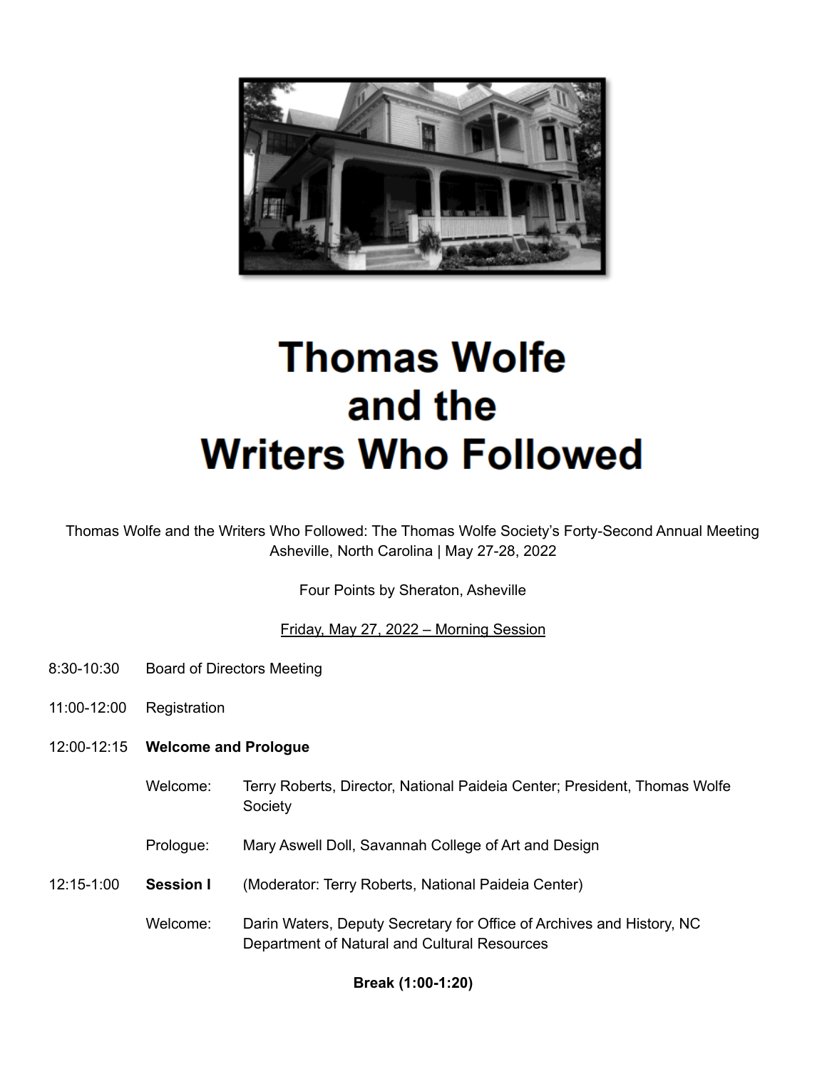# Thomas Wolfe and the Writers Who Followed

Thomas Wolfe and the Writers Who Followed: The Thomas Wolfe Society's Forty-Second Annual Meeting
Asheville, North Carolina | May 27-28, 2022

Four Points by Sheraton, Asheville

<u>Friday, May 27, 2022 – Morning Session</u>

8:30-10:30 Board of Directors Meeting

11:00-12:00 Registration

12:00-12:15 **Welcome and Prologue**

Welcome: Terry Roberts, Director, National Paideia Center; President, Thomas Wolfe Society

Prologue: Mary Aswell Doll, Savannah College of Art and Design

12:15-1:00 **Session I** (Moderator: Terry Roberts, National Paideia Center)

Welcome: Darin Waters, Deputy Secretary for Office of Archives and History, NC Department of Natural and Cultural Resources

**Break (1:00-1:20)**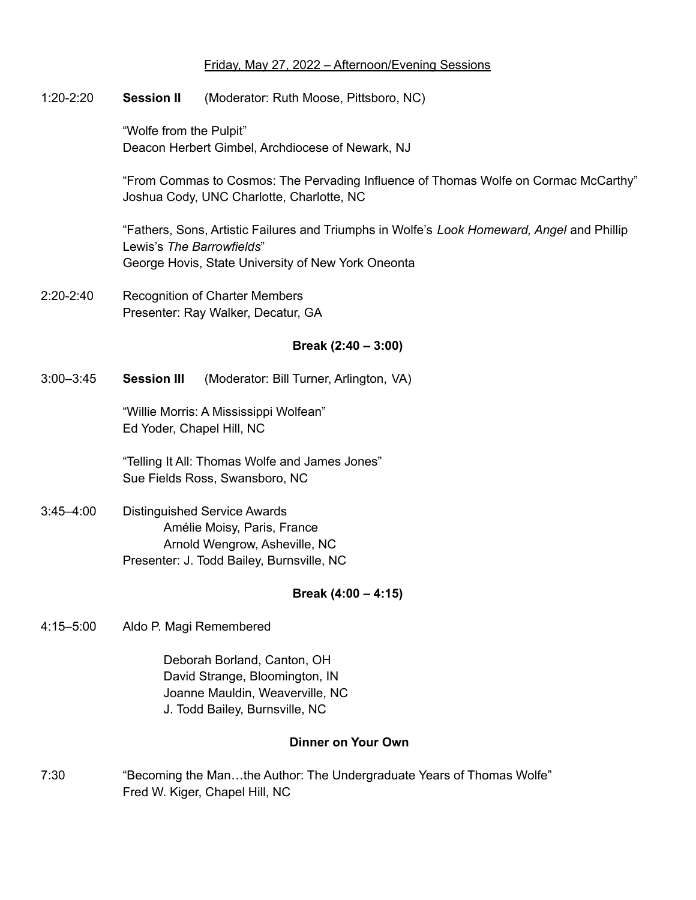Friday, May 27, 2022 – Afternoon/Evening Sessions

1:20-2:20 **Session II** (Moderator: Ruth Moose, Pittsboro, NC)

"Wolfe from the Pulpit"
Deacon Herbert Gimbel, Archdiocese of Newark, NJ

"From Commas to Cosmos: The Pervading Influence of Thomas Wolfe on Cormac McCarthy"
Joshua Cody, UNC Charlotte, Charlotte, NC

"Fathers, Sons, Artistic Failures and Triumphs in Wolfe's *Look Homeward, Angel* and Phillip Lewis's *The Barrowfields*"
George Hovis, State University of New York Oneonta

2:20-2:40 Recognition of Charter Members
Presenter: Ray Walker, Decatur, GA

**Break (2:40 – 3:00)**

3:00–3:45 **Session III** (Moderator: Bill Turner, Arlington, VA)

"Willie Morris: A Mississippi Wolfean"
Ed Yoder, Chapel Hill, NC

"Telling It All: Thomas Wolfe and James Jones"
Sue Fields Ross, Swansboro, NC

3:45–4:00 Distinguished Service Awards
Amélie Moisy, Paris, France
Arnold Wengrow, Asheville, NC
Presenter: J. Todd Bailey, Burnsville, NC

**Break (4:00 – 4:15)**

4:15–5:00 Aldo P. Magi Remembered

Deborah Borland, Canton, OH
David Strange, Bloomington, IN
Joanne Mauldin, Weaverville, NC
J. Todd Bailey, Burnsville, NC

**Dinner on Your Own**

7:30 "Becoming the Man…the Author: The Undergraduate Years of Thomas Wolfe"
Fred W. Kiger, Chapel Hill, NC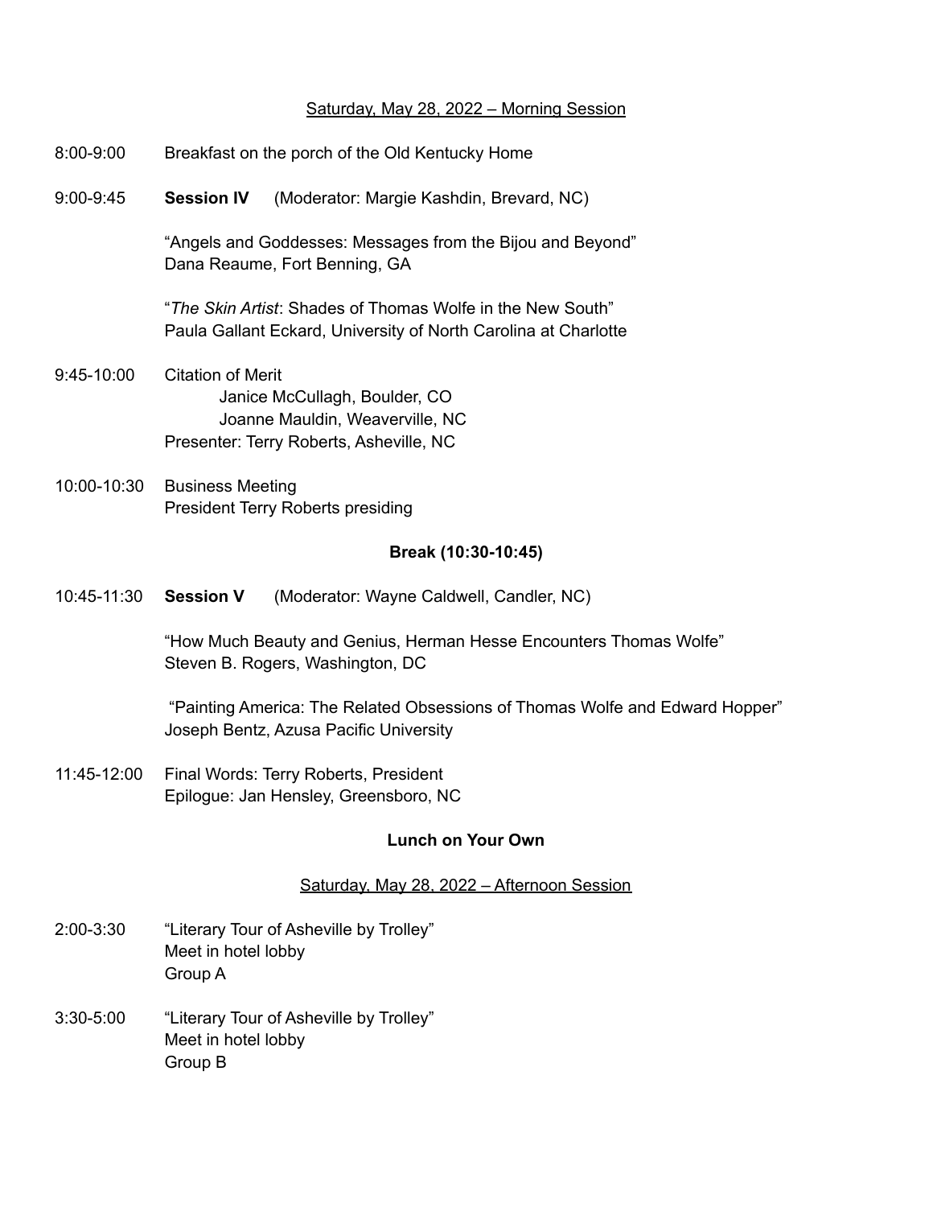Saturday, May 28, 2022 – Morning Session

8:00-9:00 Breakfast on the porch of the Old Kentucky Home

9:00-9:45 **Session IV** (Moderator: Margie Kashdin, Brevard, NC)

"Angels and Goddesses: Messages from the Bijou and Beyond"
Dana Reaume, Fort Benning, GA

"*The Skin Artist*: Shades of Thomas Wolfe in the New South"
Paula Gallant Eckard, University of North Carolina at Charlotte

9:45-10:00 Citation of Merit
Janice McCullagh, Boulder, CO
Joanne Mauldin, Weaverville, NC
Presenter: Terry Roberts, Asheville, NC

10:00-10:30 Business Meeting
President Terry Roberts presiding

**Break (10:30-10:45)**

10:45-11:30 **Session V** (Moderator: Wayne Caldwell, Candler, NC)

"How Much Beauty and Genius, Herman Hesse Encounters Thomas Wolfe"
Steven B. Rogers, Washington, DC

"Painting America: The Related Obsessions of Thomas Wolfe and Edward Hopper"
Joseph Bentz, Azusa Pacific University

11:45-12:00 Final Words: Terry Roberts, President
Epilogue: Jan Hensley, Greensboro, NC

**Lunch on Your Own**

Saturday, May 28, 2022 – Afternoon Session

2:00-3:30 "Literary Tour of Asheville by Trolley"
Meet in hotel lobby
Group A

3:30-5:00 "Literary Tour of Asheville by Trolley"
Meet in hotel lobby
Group B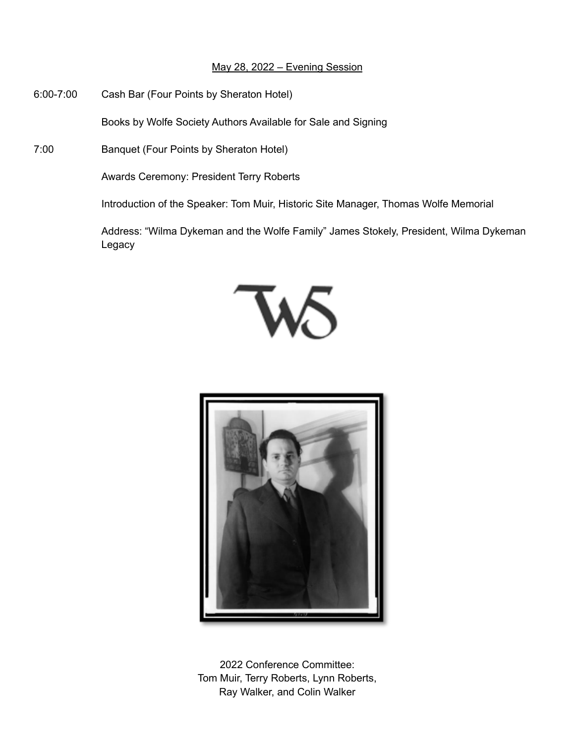May 28, 2022 – Evening Session

6:00-7:00 Cash Bar (Four Points by Sheraton Hotel)

Books by Wolfe Society Authors Available for Sale and Signing

7:00 Banquet (Four Points by Sheraton Hotel)

Awards Ceremony: President Terry Roberts

Introduction of the Speaker: Tom Muir, Historic Site Manager, Thomas Wolfe Memorial

Address: "Wilma Dykeman and the Wolfe Family" James Stokely, President, Wilma Dykeman Legacy

2022 Conference Committee:
Tom Muir, Terry Roberts, Lynn Roberts,
Ray Walker, and Colin Walker